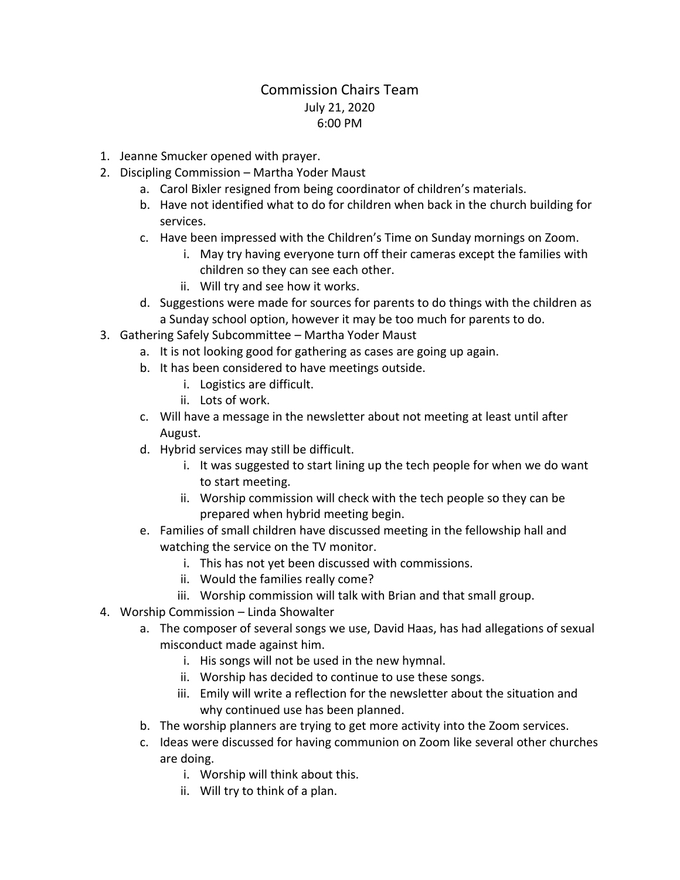# Commission Chairs Team

July 21, 2020
6:00 PM

1. Jeanne Smucker opened with prayer.
2. Discipling Commission – Martha Yoder Maust
   a. Carol Bixler resigned from being coordinator of children's materials.
   b. Have not identified what to do for children when back in the church building for services.
   c. Have been impressed with the Children's Time on Sunday mornings on Zoom.
      i. May try having everyone turn off their cameras except the families with children so they can see each other.
      ii. Will try and see how it works.
   d. Suggestions were made for sources for parents to do things with the children as a Sunday school option, however it may be too much for parents to do.
3. Gathering Safely Subcommittee – Martha Yoder Maust
   a. It is not looking good for gathering as cases are going up again.
   b. It has been considered to have meetings outside.
      i. Logistics are difficult.
      ii. Lots of work.
   c. Will have a message in the newsletter about not meeting at least until after August.
   d. Hybrid services may still be difficult.
      i. It was suggested to start lining up the tech people for when we do want to start meeting.
      ii. Worship commission will check with the tech people so they can be prepared when hybrid meeting begin.
   e. Families of small children have discussed meeting in the fellowship hall and watching the service on the TV monitor.
      i. This has not yet been discussed with commissions.
      ii. Would the families really come?
      iii. Worship commission will talk with Brian and that small group.
4. Worship Commission – Linda Showalter
   a. The composer of several songs we use, David Haas, has had allegations of sexual misconduct made against him.
      i. His songs will not be used in the new hymnal.
      ii. Worship has decided to continue to use these songs.
      iii. Emily will write a reflection for the newsletter about the situation and why continued use has been planned.
   b. The worship planners are trying to get more activity into the Zoom services.
   c. Ideas were discussed for having communion on Zoom like several other churches are doing.
      i. Worship will think about this.
      ii. Will try to think of a plan.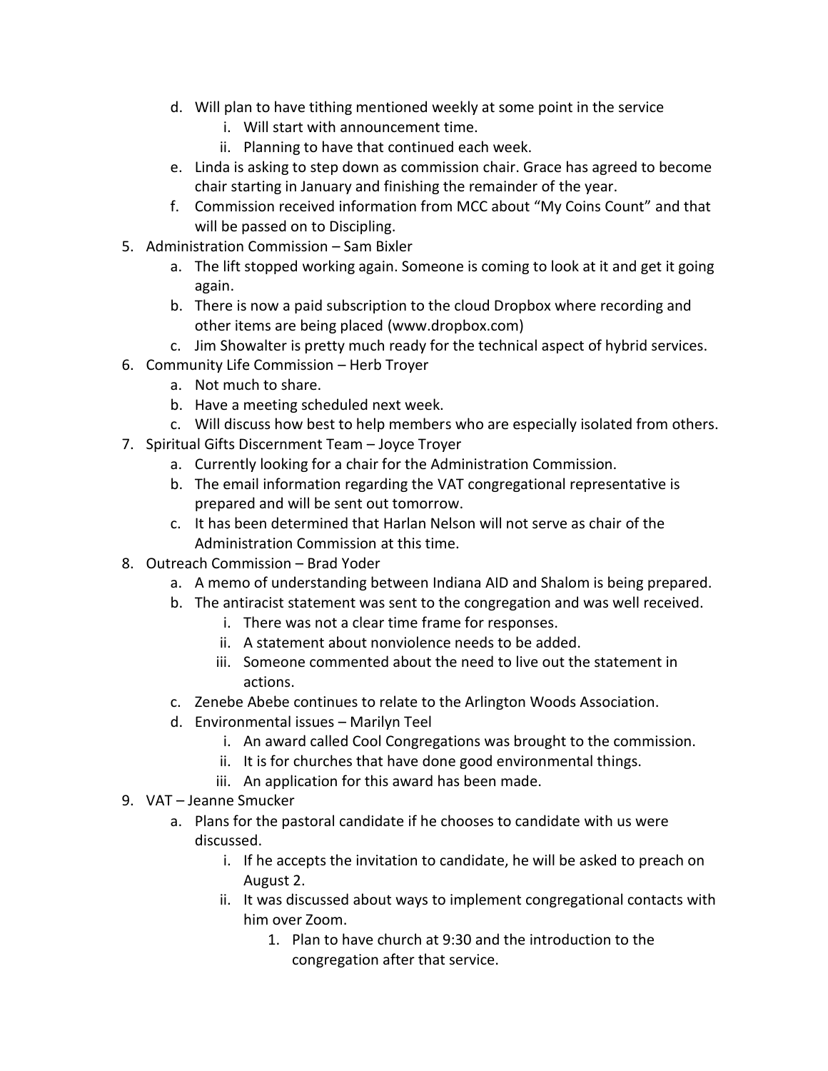d. Will plan to have tithing mentioned weekly at some point in the service
      i. Will start with announcement time.
      ii. Planning to have that continued each week.
   e. Linda is asking to step down as commission chair. Grace has agreed to become chair starting in January and finishing the remainder of the year.
   f. Commission received information from MCC about "My Coins Count" and that will be passed on to Discipling.

5. Administration Commission – Sam Bixler
   a. The lift stopped working again. Someone is coming to look at it and get it going again.
   b. There is now a paid subscription to the cloud Dropbox where recording and other items are being placed (www.dropbox.com)
   c. Jim Showalter is pretty much ready for the technical aspect of hybrid services.
6. Community Life Commission – Herb Troyer
   a. Not much to share.
   b. Have a meeting scheduled next week.
   c. Will discuss how best to help members who are especially isolated from others.
7. Spiritual Gifts Discernment Team – Joyce Troyer
   a. Currently looking for a chair for the Administration Commission.
   b. The email information regarding the VAT congregational representative is prepared and will be sent out tomorrow.
   c. It has been determined that Harlan Nelson will not serve as chair of the Administration Commission at this time.
8. Outreach Commission – Brad Yoder
   a. A memo of understanding between Indiana AID and Shalom is being prepared.
   b. The antiracist statement was sent to the congregation and was well received.
      i. There was not a clear time frame for responses.
      ii. A statement about nonviolence needs to be added.
      iii. Someone commented about the need to live out the statement in actions.
   c. Zenebe Abebe continues to relate to the Arlington Woods Association.
   d. Environmental issues – Marilyn Teel
      i. An award called Cool Congregations was brought to the commission.
      ii. It is for churches that have done good environmental things.
      iii. An application for this award has been made.
9. VAT – Jeanne Smucker
   a. Plans for the pastoral candidate if he chooses to candidate with us were discussed.
      i. If he accepts the invitation to candidate, he will be asked to preach on August 2.
      ii. It was discussed about ways to implement congregational contacts with him over Zoom.
         1. Plan to have church at 9:30 and the introduction to the congregation after that service.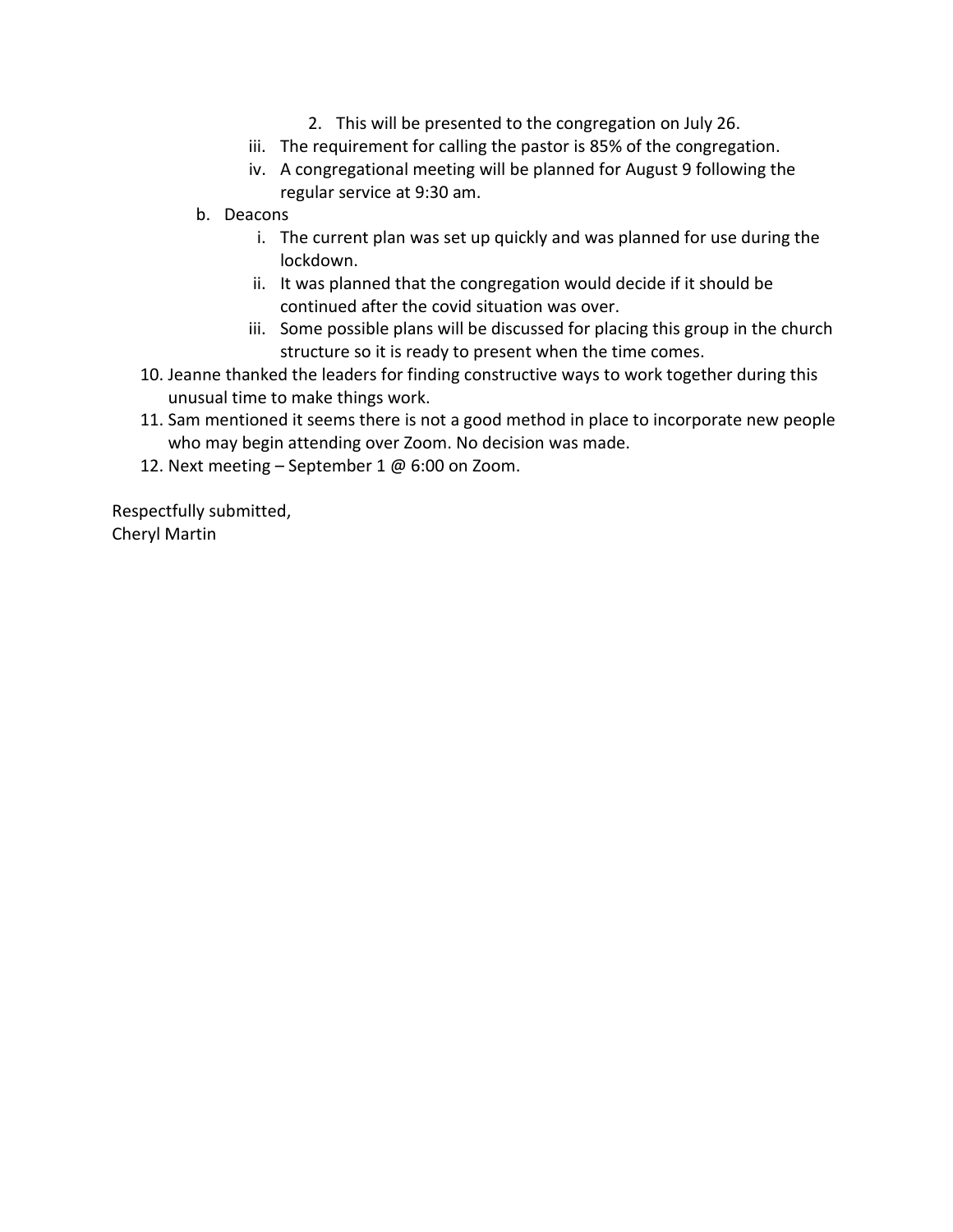2. This will be presented to the congregation on July 26.

    iii. The requirement for calling the pastor is 85% of the congregation.

    iv. A congregational meeting will be planned for August 9 following the regular service at 9:30 am.

  b. Deacons

    i. The current plan was set up quickly and was planned for use during the lockdown.

    ii. It was planned that the congregation would decide if it should be continued after the covid situation was over.

    iii. Some possible plans will be discussed for placing this group in the church structure so it is ready to present when the time comes.

10. Jeanne thanked the leaders for finding constructive ways to work together during this unusual time to make things work.
11. Sam mentioned it seems there is not a good method in place to incorporate new people who may begin attending over Zoom. No decision was made.
12. Next meeting – September 1 @ 6:00 on Zoom.

Respectfully submitted,
Cheryl Martin